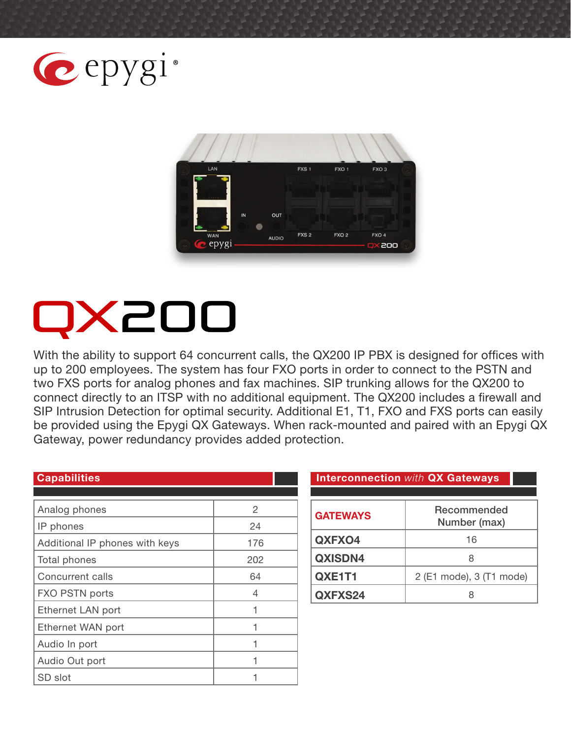# QX200

With the ability to support 64 concurrent calls, the QX200 IP PBX is designed for offices with up to 200 employees. The system has four FXO ports in order to connect to the PSTN and two FXS ports for analog phones and fax machines. SIP trunking allows for the QX200 to connect directly to an ITSP with no additional equipment. The QX200 includes a firewall and SIP Intrusion Detection for optimal security. Additional E1, T1, FXO and FXS ports can easily be provided using the Epygi QX Gateways. When rack-mounted and paired with an Epygi QX Gateway, power redundancy provides added protection.

## Capabilities

| Capability | Value |
|---|---|
| Analog phones | 2 |
| IP phones | 24 |
| Additional IP phones with keys | 176 |
| Total phones | 202 |
| Concurrent calls | 64 |
| FXO PSTN ports | 4 |
| Ethernet LAN port | 1 |
| Ethernet WAN port | 1 |
| Audio In port | 1 |
| Audio Out port | 1 |
| SD slot | 1 |

## Interconnection *with* QX Gateways

| GATEWAYS | Recommended Number (max) |
|---|---|
| **QXFXO4** | 16 |
| **QXISDN4** | 8 |
| **QXE1T1** | 2 (E1 mode), 3 (T1 mode) |
| **QXFXS24** | 8 |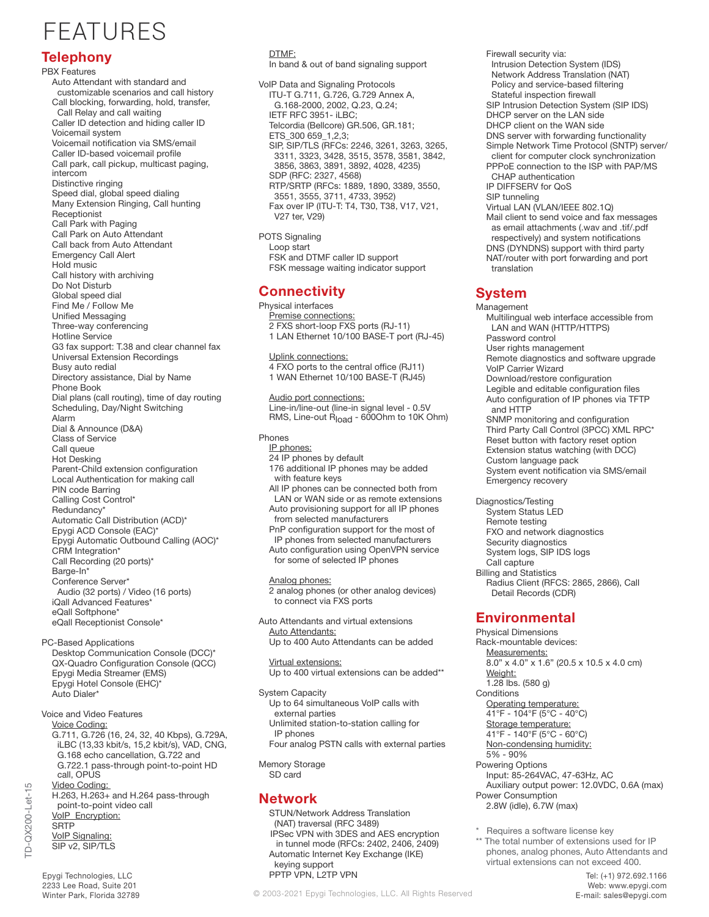# FEATURES

## Telephony

PBX Features

- Auto Attendant with standard and customizable scenarios and call history
- Call blocking, forwarding, hold, transfer, Call Relay and call waiting
- Caller ID detection and hiding caller ID
- Voicemail system
- Voicemail notification via SMS/email
- Caller ID-based voicemail profile
- Call park, call pickup, multicast paging, intercom
- Distinctive ringing
- Speed dial, global speed dialing
- Many Extension Ringing, Call hunting
- Receptionist
- Call Park with Paging
- Call Park on Auto Attendant
- Call back from Auto Attendant
- Emergency Call Alert
- Hold music
- Call history with archiving
- Do Not Disturb
- Global speed dial
- Find Me / Follow Me
- Unified Messaging
- Three-way conferencing
- Hotline Service
- G3 fax support: T.38 and clear channel fax
- Universal Extension Recordings
- Busy auto redial
- Directory assistance, Dial by Name
- Phone Book
- Dial plans (call routing), time of day routing
- Scheduling, Day/Night Switching
- Alarm
- Dial & Announce (D&A)
- Class of Service
- Call queue
- Hot Desking
- Parent-Child extension configuration
- Local Authentication for making call
- PIN code Barring
- Calling Cost Control*
- Redundancy*
- Automatic Call Distribution (ACD)*
- Epygi ACD Console (EAC)*
- Epygi Automatic Outbound Calling (AOC)*
- CRM Integration*
- Call Recording (20 ports)*
- Barge-In*
- Conference Server*
  - Audio (32 ports) / Video (16 ports)
- iQall Advanced Features*
- eQall Softphone*
- eQall Receptionist Console*

PC-Based Applications

- Desktop Communication Console (DCC)*
- QX-Quadro Configuration Console (QCC)
- Epygi Media Streamer (EMS)
- Epygi Hotel Console (EHC)*
- Auto Dialer*

Voice and Video Features

Voice Coding:
G.711, G.726 (16, 24, 32, 40 Kbps), G.729A, iLBC (13,33 kbit/s, 15,2 kbit/s), VAD, CNG, G.168 echo cancellation, G.722 and G.722.1 pass-through point-to-point HD call, OPUS

Video Coding:
H.263, H.263+ and H.264 pass-through point-to-point video call

VoIP Encryption:
SRTP

VoIP Signaling:
SIP v2, SIP/TLS

DTMF:
In band & out of band signaling support

VoIP Data and Signaling Protocols

- ITU-T G.711, G.726, G.729 Annex A, G.168-2000, 2002, Q.23, Q.24;
- IETF RFC 3951- iLBC;
- Telcordia (Bellcore) GR.506, GR.181;
- ETS_300 659_1,2,3;
- SIP, SIP/TLS (RFCs: 2246, 3261, 3263, 3265, 3311, 3323, 3428, 3515, 3578, 3581, 3842, 3856, 3863, 3891, 3892, 4028, 4235)
- SDP (RFC: 2327, 4568)
- RTP/SRTP (RFCs: 1889, 1890, 3389, 3550, 3551, 3555, 3711, 4733, 3952)
- Fax over IP (ITU-T: T4, T30, T38, V17, V21, V27 ter, V29)

POTS Signaling

- Loop start
- FSK and DTMF caller ID support
- FSK message waiting indicator support

## Connectivity

Physical interfaces

Premise connections:
2 FXS short-loop FXS ports (RJ-11)
1 LAN Ethernet 10/100 BASE-T port (RJ-45)

Uplink connections:
4 FXO ports to the central office (RJ11)
1 WAN Ethernet 10/100 BASE-T (RJ45)

Audio port connections:
Line-in/line-out (line-in signal level - 0.5V RMS, Line-out $R_{load}$ - 600Ohm to 10K Ohm)

Phones

IP phones:
- 24 IP phones by default
- 176 additional IP phones may be added with feature keys
- All IP phones can be connected both from LAN or WAN side or as remote extensions
- Auto provisioning support for all IP phones from selected manufacturers
- PnP configuration support for the most of IP phones from selected manufacturers
- Auto configuration using OpenVPN service for some of selected IP phones

Analog phones:
2 analog phones (or other analog devices) to connect via FXS ports

Auto Attendants and virtual extensions

Auto Attendants:
Up to 400 Auto Attendants can be added

Virtual extensions:
Up to 400 virtual extensions can be added**

System Capacity

- Up to 64 simultaneous VoIP calls with external parties
- Unlimited station-to-station calling for IP phones
- Four analog PSTN calls with external parties

Memory Storage

- SD card

## Network

- STUN/Network Address Translation (NAT) traversal (RFC 3489)
- IPSec VPN with 3DES and AES encryption in tunnel mode (RFCs: 2402, 2406, 2409)
- Automatic Internet Key Exchange (IKE) keying support
- PPTP VPN, L2TP VPN
- Firewall security via:
  - Intrusion Detection System (IDS)
  - Network Address Translation (NAT)
  - Policy and service-based filtering
  - Stateful inspection firewall
- SIP Intrusion Detection System (SIP IDS)
- DHCP server on the LAN side
- DHCP client on the WAN side
- DNS server with forwarding functionality
- Simple Network Time Protocol (SNTP) server/client for computer clock synchronization
- PPPoE connection to the ISP with PAP/MS CHAP authentication
- IP DIFFSERV for QoS
- SIP tunneling
- Virtual LAN (VLAN/IEEE 802.1Q)
- Mail client to send voice and fax messages as email attachments (.wav and .tif/.pdf respectively) and system notifications
- DNS (DYNDNS) support with third party
- NAT/router with port forwarding and port translation

## System

Management

- Multilingual web interface accessible from LAN and WAN (HTTP/HTTPS)
- Password control
- User rights management
- Remote diagnostics and software upgrade
- VoIP Carrier Wizard
- Download/restore configuration
- Legible and editable configuration files
- Auto configuration of IP phones via TFTP and HTTP
- SNMP monitoring and configuration
- Third Party Call Control (3PCC) XML RPC*
- Reset button with factory reset option
- Extension status watching (with DCC)
- Custom language pack
- System event notification via SMS/email
- Emergency recovery

Diagnostics/Testing

- System Status LED
- Remote testing
- FXO and network diagnostics
- Security diagnostics
- System logs, SIP IDS logs
- Call capture

Billing and Statistics

- Radius Client (RFCS: 2865, 2866), Call Detail Records (CDR)

## Environmental

Physical Dimensions

Rack-mountable devices:

Measurements:
8.0” x 4.0” x 1.6” (20.5 x 10.5 x 4.0 cm)

Weight:
1.28 lbs. (580 g)

Conditions

Operating temperature:
41°F - 104°F (5°C - 40°C)

Storage temperature:
41°F - 140°F (5°C - 60°C)

Non-condensing humidity:
5% - 90%

Powering Options

- Input: 85-264VAC, 47-63Hz, AC
- Auxiliary output power: 12.0VDC, 0.6A (max)

Power Consumption

- 2.8W (idle), 6.7W (max)

\* Requires a software license key
** The total number of extensions used for IP phones, analog phones, Auto Attendants and virtual extensions can not exceed 400.

TD-QX200-Let-15

Epygi Technologies, LLC
2233 Lee Road, Suite 201
Winter Park, Florida 32789

© 2003-2021 Epygi Technologies, LLC. All Rights Reserved

Tel: (+1) 972.692.1166
Web: www.epygi.com
E-mail: sales@epygi.com